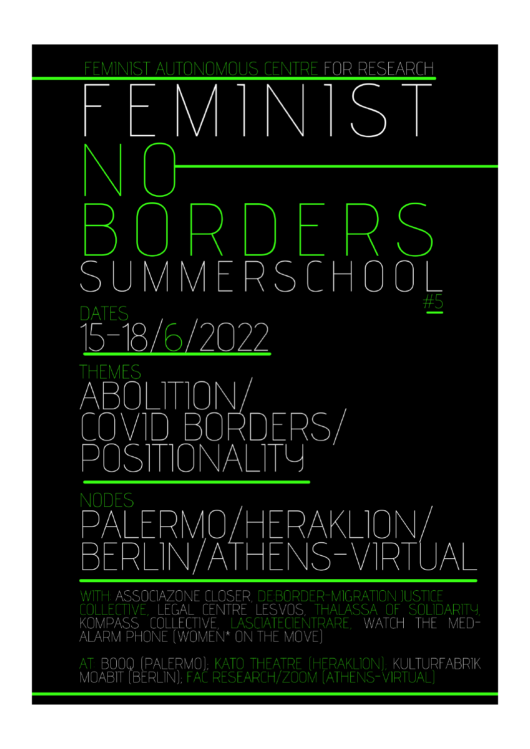FEMINIST AUTONOMOUS CENTRE FOR RESEARCH

# FEMINIST NO BORDERS SUMMERSCHOOL #5

DATES

## 15-18/6/2022

THEMES

## ABOLITION/ COVID BORDERS/ POSITIONALITY

NODES

## PALERMO/HERAKLION/ BERLIN/ATHENS-VIRTUAL

WITH: ASSOCIAZONE CLOSER, DEBORDER-MIGRATION JUSTICE COLLECTIVE, LEGAL CENTRE LESVOS, THALASSA OF SOLIDARITY, KOMPASS COLLECTIVE, LASCIATECIENTRARE, WATCH THE MED-ALARM PHONE (WOMEN* ON THE MOVE)

AT: BOQQ (PALERMO), KATO THEATRE (HERAKLION), KULTURFABRIK MOABIT (BERLIN), FAC RESEARCH/ZOOM (ATHENS-VIRTUAL)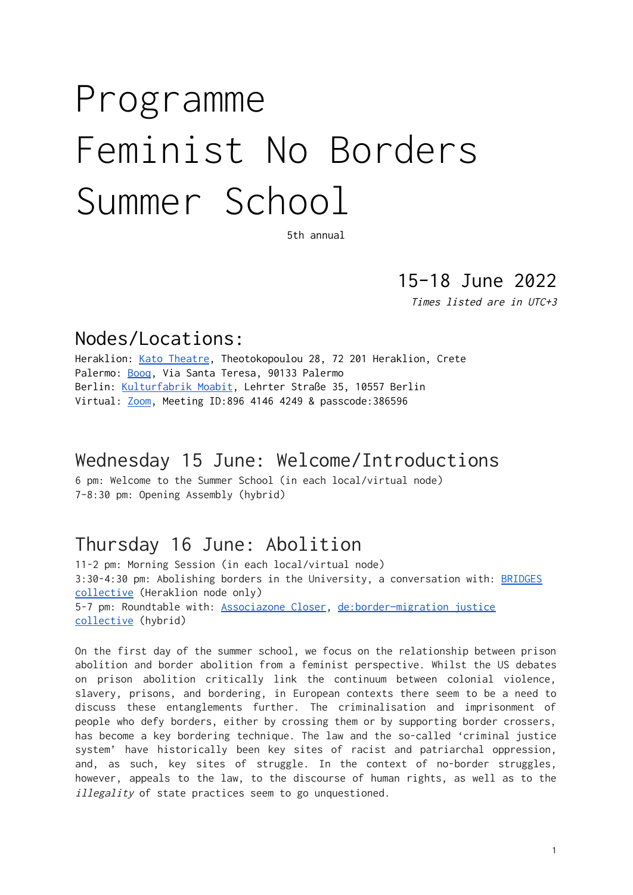# Programme Feminist No Borders Summer School

5th annual

## 15-18 June 2022

*Times listed are in UTC+3*

## Nodes/Locations:

Heraklion: [Kato Theatre](), Theotokopoulou 28, 72 201 Heraklion, Crete
Palermo: [Booq](), Via Santa Teresa, 90133 Palermo
Berlin: [Kulturfabrik Moabit](), Lehrter Straße 35, 10557 Berlin
Virtual: [Zoom](), Meeting ID:896 4146 4249 & passcode:386596

## Wednesday 15 June: Welcome/Introductions

6 pm: Welcome to the Summer School (in each local/virtual node)
7-8:30 pm: Opening Assembly (hybrid)

## Thursday 16 June: Abolition

11-2 pm: Morning Session (in each local/virtual node)
3:30-4:30 pm: Abolishing borders in the University, a conversation with: [BRIDGES collective]() (Heraklion node only)
5-7 pm: Roundtable with: [Associazone Closer](), [de:border—migration justice collective]() (hybrid)

On the first day of the summer school, we focus on the relationship between prison abolition and border abolition from a feminist perspective. Whilst the US debates on prison abolition critically link the continuum between colonial violence, slavery, prisons, and bordering, in European contexts there seem to be a need to discuss these entanglements further. The criminalisation and imprisonment of people who defy borders, either by crossing them or by supporting border crossers, has become a key bordering technique. The law and the so-called 'criminal justice system' have historically been key sites of racist and patriarchal oppression, and, as such, key sites of struggle. In the context of no-border struggles, however, appeals to the law, to the discourse of human rights, as well as to the *illegality* of state practices seem to go unquestioned.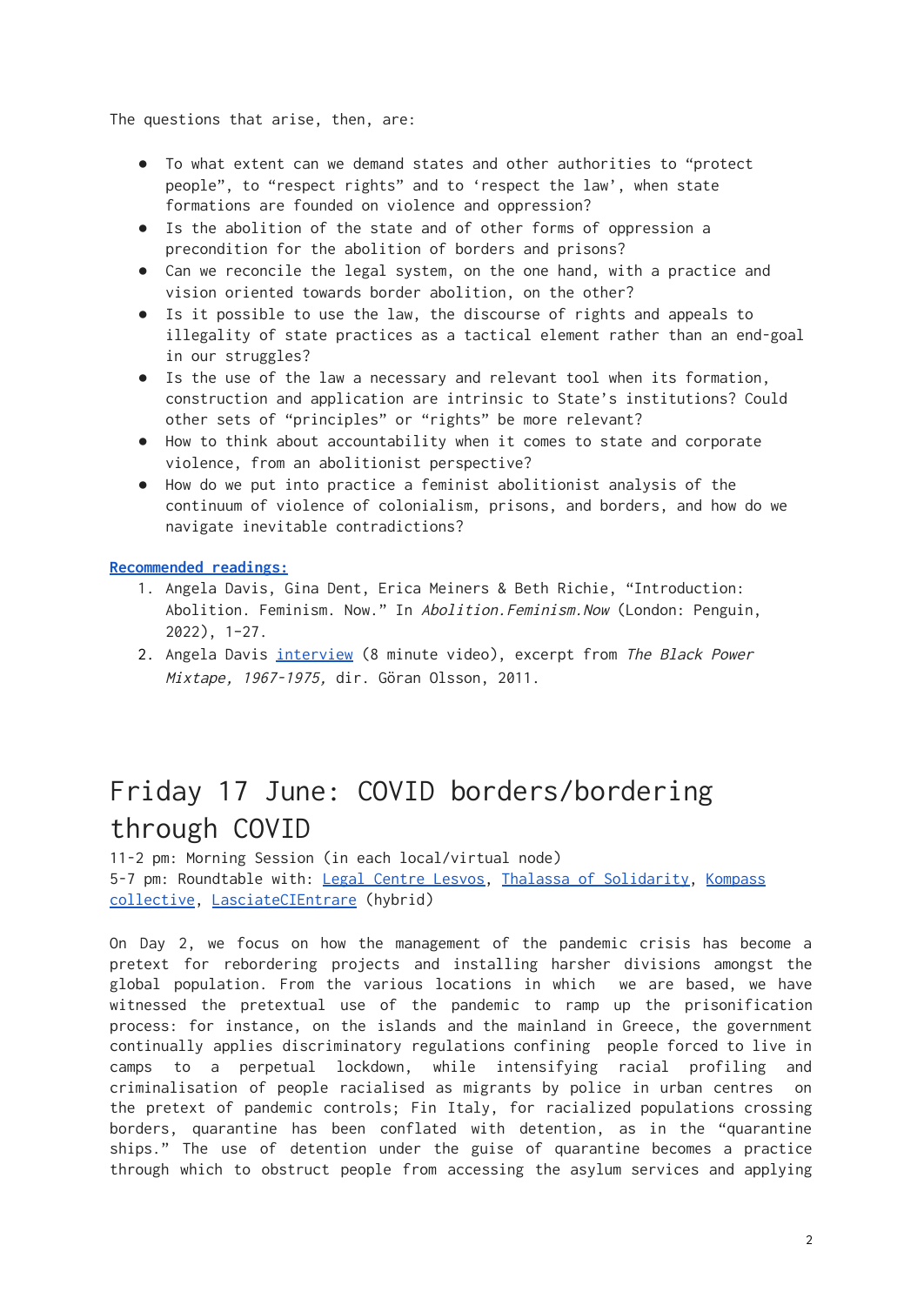The questions that arise, then, are:

- To what extent can we demand states and other authorities to "protect people", to "respect rights" and to 'respect the law', when state formations are founded on violence and oppression?
- Is the abolition of the state and of other forms of oppression a precondition for the abolition of borders and prisons?
- Can we reconcile the legal system, on the one hand, with a practice and vision oriented towards border abolition, on the other?
- Is it possible to use the law, the discourse of rights and appeals to illegality of state practices as a tactical element rather than an end-goal in our struggles?
- Is the use of the law a necessary and relevant tool when its formation, construction and application are intrinsic to State's institutions? Could other sets of "principles" or "rights" be more relevant?
- How to think about accountability when it comes to state and corporate violence, from an abolitionist perspective?
- How do we put into practice a feminist abolitionist analysis of the continuum of violence of colonialism, prisons, and borders, and how do we navigate inevitable contradictions?

**Recommended readings:**

1. Angela Davis, Gina Dent, Erica Meiners & Beth Richie, "Introduction: Abolition. Feminism. Now." In *Abolition.Feminism.Now* (London: Penguin, 2022), 1-27.
2. Angela Davis interview (8 minute video), excerpt from *The Black Power Mixtape, 1967-1975,* dir. Göran Olsson, 2011.

# Friday 17 June: COVID borders/bordering through COVID

11-2 pm: Morning Session (in each local/virtual node)
5-7 pm: Roundtable with: Legal Centre Lesvos, Thalassa of Solidarity, Kompass collective, LasciateCIEntrare (hybrid)

On Day 2, we focus on how the management of the pandemic crisis has become a pretext for rebordering projects and installing harsher divisions amongst the global population. From the various locations in which we are based, we have witnessed the pretextual use of the pandemic to ramp up the prisonification process: for instance, on the islands and the mainland in Greece, the government continually applies discriminatory regulations confining people forced to live in camps to a perpetual lockdown, while intensifying racial profiling and criminalisation of people racialised as migrants by police in urban centres on the pretext of pandemic controls; Fin Italy, for racialized populations crossing borders, quarantine has been conflated with detention, as in the "quarantine ships." The use of detention under the guise of quarantine becomes a practice through which to obstruct people from accessing the asylum services and applying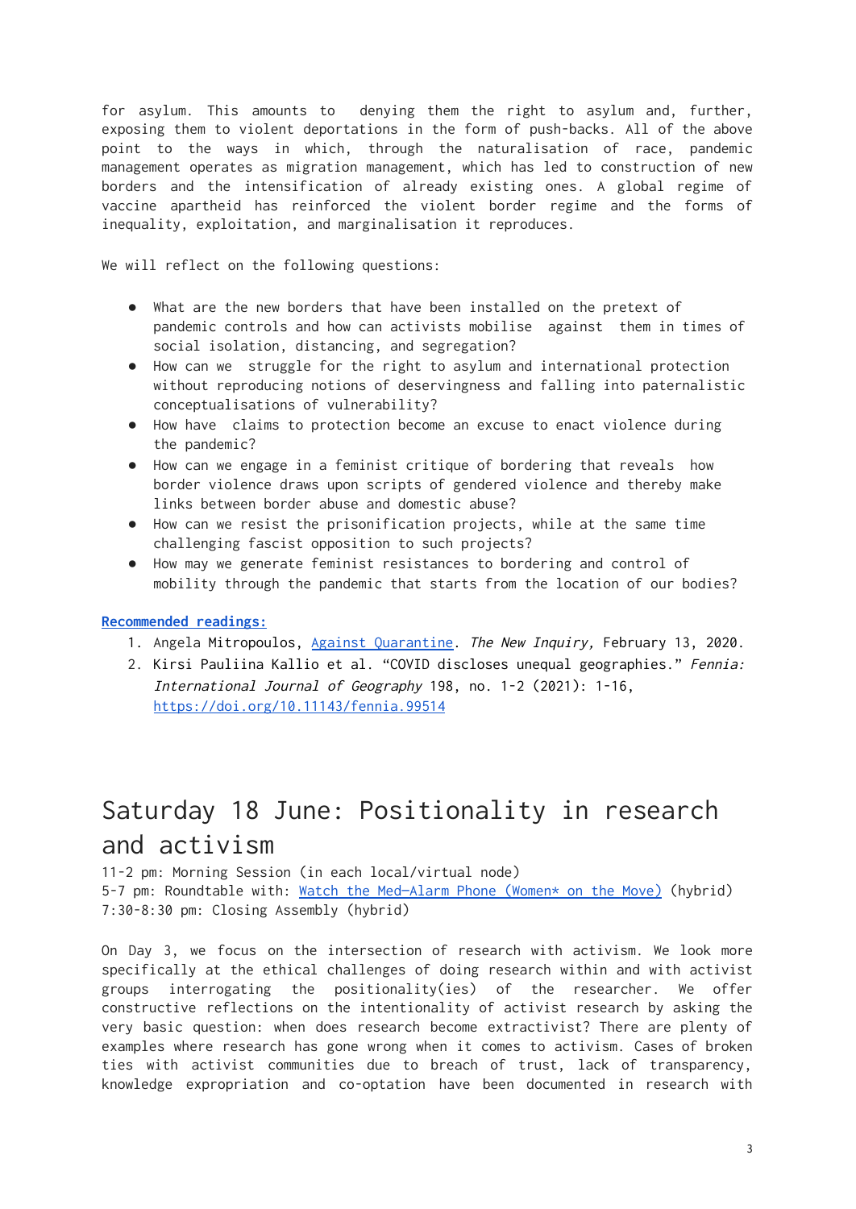for asylum. This amounts to denying them the right to asylum and, further, exposing them to violent deportations in the form of push-backs. All of the above point to the ways in which, through the naturalisation of race, pandemic management operates as migration management, which has led to construction of new borders and the intensification of already existing ones. A global regime of vaccine apartheid has reinforced the violent border regime and the forms of inequality, exploitation, and marginalisation it reproduces.

We will reflect on the following questions:

- What are the new borders that have been installed on the pretext of pandemic controls and how can activists mobilise against them in times of social isolation, distancing, and segregation?
- How can we struggle for the right to asylum and international protection without reproducing notions of deservingness and falling into paternalistic conceptualisations of vulnerability?
- How have claims to protection become an excuse to enact violence during the pandemic?
- How can we engage in a feminist critique of bordering that reveals how border violence draws upon scripts of gendered violence and thereby make links between border abuse and domestic abuse?
- How can we resist the prisonification projects, while at the same time challenging fascist opposition to such projects?
- How may we generate feminist resistances to bordering and control of mobility through the pandemic that starts from the location of our bodies?

**Recommended readings:**

1. Angela Mitropoulos, Against Quarantine. *The New Inquiry,* February 13, 2020.
2. Kirsi Pauliina Kallio et al. "COVID discloses unequal geographies." *Fennia: International Journal of Geography* 198, no. 1-2 (2021): 1-16, https://doi.org/10.11143/fennia.99514

# Saturday 18 June: Positionality in research and activism

11-2 pm: Morning Session (in each local/virtual node)
5-7 pm: Roundtable with: Watch the Med—Alarm Phone (Women* on the Move) (hybrid)
7:30-8:30 pm: Closing Assembly (hybrid)

On Day 3, we focus on the intersection of research with activism. We look more specifically at the ethical challenges of doing research within and with activist groups interrogating the positionality(ies) of the researcher. We offer constructive reflections on the intentionality of activist research by asking the very basic question: when does research become extractivist? There are plenty of examples where research has gone wrong when it comes to activism. Cases of broken ties with activist communities due to breach of trust, lack of transparency, knowledge expropriation and co-optation have been documented in research with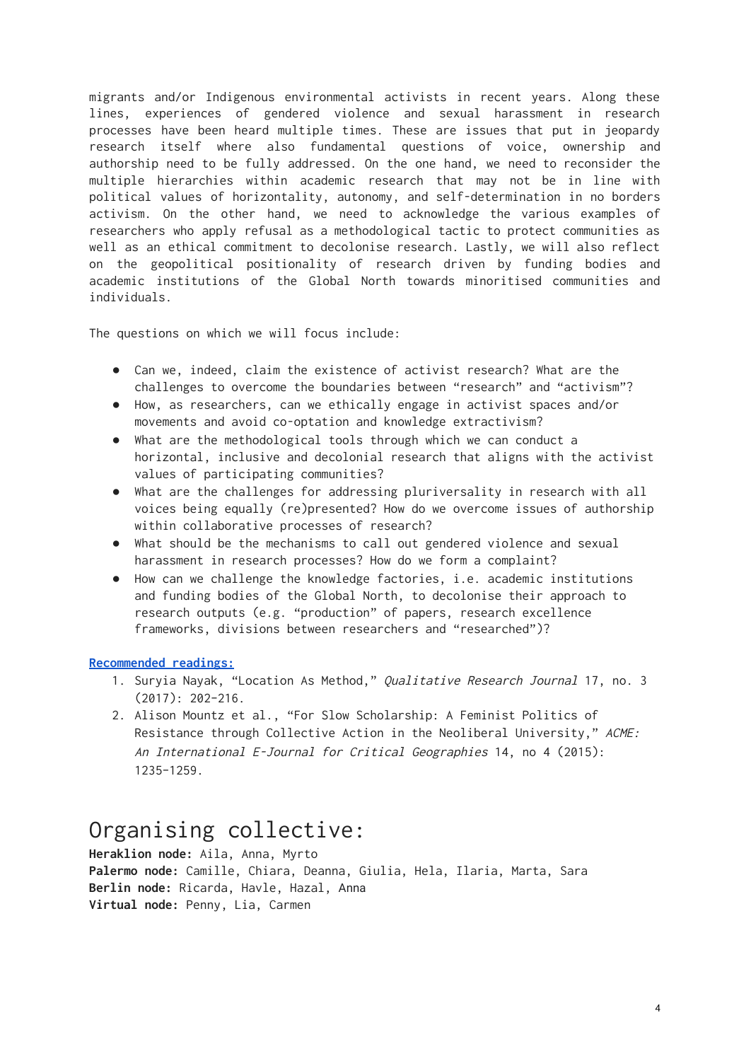migrants and/or Indigenous environmental activists in recent years. Along these lines, experiences of gendered violence and sexual harassment in research processes have been heard multiple times. These are issues that put in jeopardy research itself where also fundamental questions of voice, ownership and authorship need to be fully addressed. On the one hand, we need to reconsider the multiple hierarchies within academic research that may not be in line with political values of horizontality, autonomy, and self-determination in no borders activism. On the other hand, we need to acknowledge the various examples of researchers who apply refusal as a methodological tactic to protect communities as well as an ethical commitment to decolonise research. Lastly, we will also reflect on the geopolitical positionality of research driven by funding bodies and academic institutions of the Global North towards minoritised communities and individuals.

The questions on which we will focus include:

- Can we, indeed, claim the existence of activist research? What are the challenges to overcome the boundaries between "research" and "activism"?
- How, as researchers, can we ethically engage in activist spaces and/or movements and avoid co-optation and knowledge extractivism?
- What are the methodological tools through which we can conduct a horizontal, inclusive and decolonial research that aligns with the activist values of participating communities?
- What are the challenges for addressing pluriversality in research with all voices being equally (re)presented? How do we overcome issues of authorship within collaborative processes of research?
- What should be the mechanisms to call out gendered violence and sexual harassment in research processes? How do we form a complaint?
- How can we challenge the knowledge factories, i.e. academic institutions and funding bodies of the Global North, to decolonise their approach to research outputs (e.g. "production" of papers, research excellence frameworks, divisions between researchers and "researched")?

**Recommended readings:**

1. Suryia Nayak, "Location As Method," *Qualitative Research Journal* 17, no. 3 (2017): 202-216.
2. Alison Mountz et al., "For Slow Scholarship: A Feminist Politics of Resistance through Collective Action in the Neoliberal University," *ACME: An International E-Journal for Critical Geographies* 14, no 4 (2015): 1235-1259.

# Organising collective:

**Heraklion node:** Aila, Anna, Myrto
**Palermo node:** Camille, Chiara, Deanna, Giulia, Hela, Ilaria, Marta, Sara
**Berlin node:** Ricarda, Havle, Hazal, Anna
**Virtual node:** Penny, Lia, Carmen